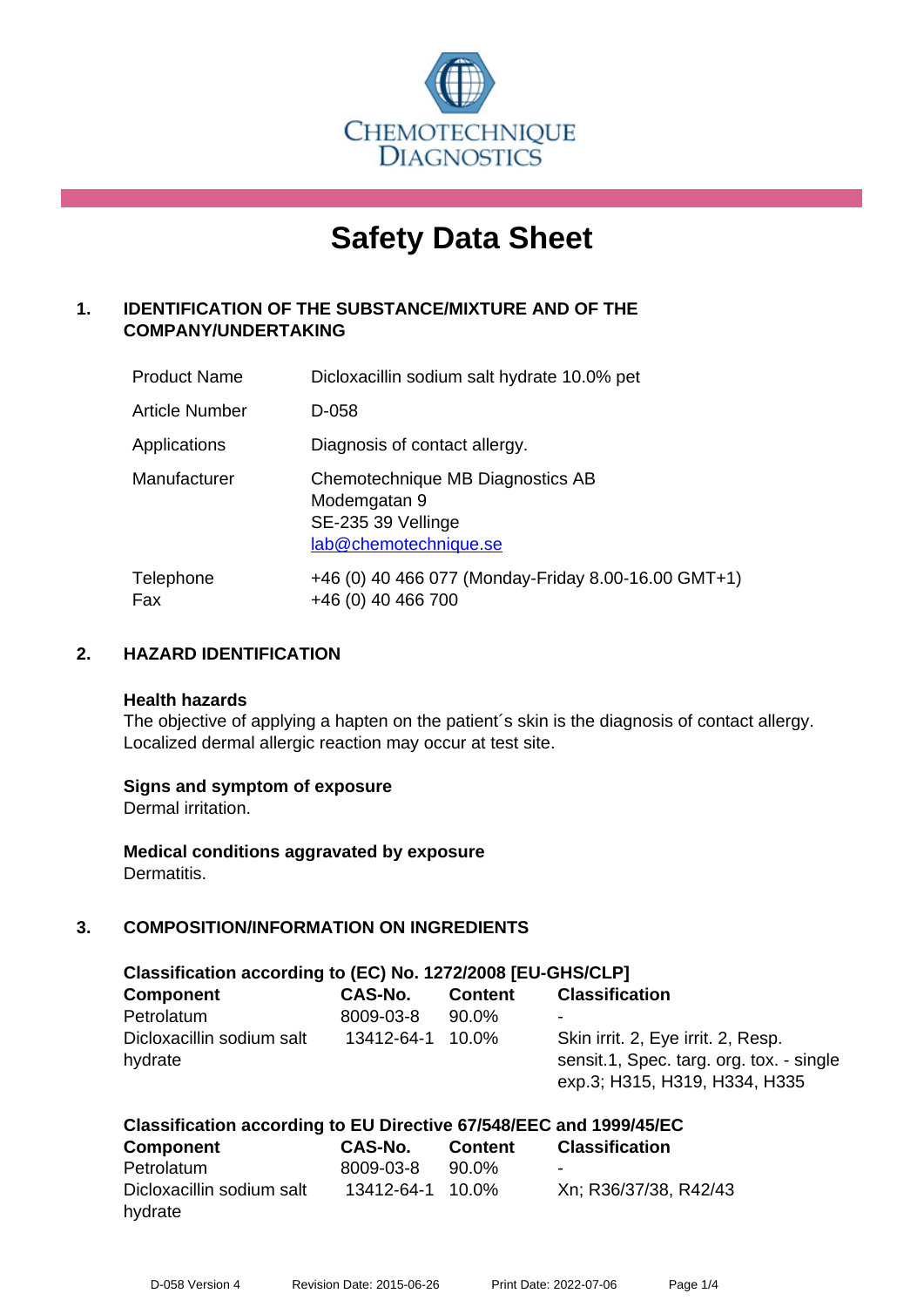CHEMOTECHNIQUE DIAGNOSTICS

# Safety Data Sheet

## 1. IDENTIFICATION OF THE SUBSTANCE/MIXTURE AND OF THE COMPANY/UNDERTAKING

| | |
|---|---|
| Product Name | Dicloxacillin sodium salt hydrate 10.0% pet |
| Article Number | D-058 |
| Applications | Diagnosis of contact allergy. |
| Manufacturer | Chemotechnique MB Diagnostics AB<br>Modemgatan 9<br>SE-235 39 Vellinge<br>lab@chemotechnique.se |
| Telephone<br>Fax | +46 (0) 40 466 077 (Monday-Friday 8.00-16.00 GMT+1)<br>+46 (0) 40 466 700 |

## 2. HAZARD IDENTIFICATION

**Health hazards**
The objective of applying a hapten on the patient´s skin is the diagnosis of contact allergy. Localized dermal allergic reaction may occur at test site.

**Signs and symptom of exposure**
Dermal irritation.

**Medical conditions aggravated by exposure**
Dermatitis.

## 3. COMPOSITION/INFORMATION ON INGREDIENTS

**Classification according to (EC) No. 1272/2008 [EU-GHS/CLP]**

| Component | CAS-No. | Content | Classification |
|---|---|---|---|
| Petrolatum | 8009-03-8 | 90.0% | - |
| Dicloxacillin sodium salt hydrate | 13412-64-1 | 10.0% | Skin irrit. 2, Eye irrit. 2, Resp. sensit.1, Spec. targ. org. tox. - single exp.3; H315, H319, H334, H335 |

**Classification according to EU Directive 67/548/EEC and 1999/45/EC**

| Component | CAS-No. | Content | Classification |
|---|---|---|---|
| Petrolatum | 8009-03-8 | 90.0% | - |
| Dicloxacillin sodium salt hydrate | 13412-64-1 | 10.0% | Xn; R36/37/38, R42/43 |

D-058 Version 4 Revision Date: 2015-06-26 Print Date: 2022-07-06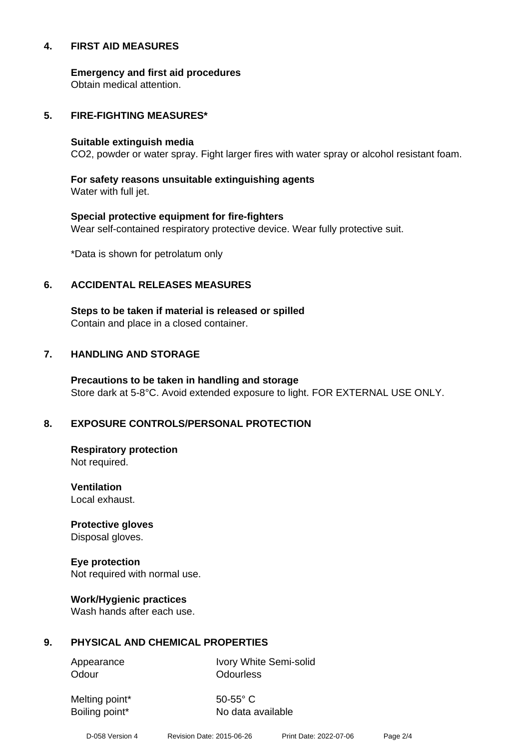## 4. FIRST AID MEASURES

**Emergency and first aid procedures**
Obtain medical attention.

## 5. FIRE-FIGHTING MEASURES*

**Suitable extinguish media**
$CO_2$, powder or water spray. Fight larger fires with water spray or alcohol resistant foam.

**For safety reasons unsuitable extinguishing agents**
Water with full jet.

**Special protective equipment for fire-fighters**
Wear self-contained respiratory protective device. Wear fully protective suit.

*Data is shown for petrolatum only

## 6. ACCIDENTAL RELEASES MEASURES

**Steps to be taken if material is released or spilled**
Contain and place in a closed container.

## 7. HANDLING AND STORAGE

**Precautions to be taken in handling and storage**
Store dark at 5-8°C. Avoid extended exposure to light. FOR EXTERNAL USE ONLY.

## 8. EXPOSURE CONTROLS/PERSONAL PROTECTION

**Respiratory protection**
Not required.

**Ventilation**
Local exhaust.

**Protective gloves**
Disposal gloves.

**Eye protection**
Not required with normal use.

**Work/Hygienic practices**
Wash hands after each use.

## 9. PHYSICAL AND CHEMICAL PROPERTIES

| | |
|---|---|
| Appearance | Ivory White Semi-solid |
| Odour | Odourless |
| Melting point* | 50-55° C |
| Boiling point* | No data available |

D-058 Version 4 Revision Date: 2015-06-26 Print Date: 2022-07-06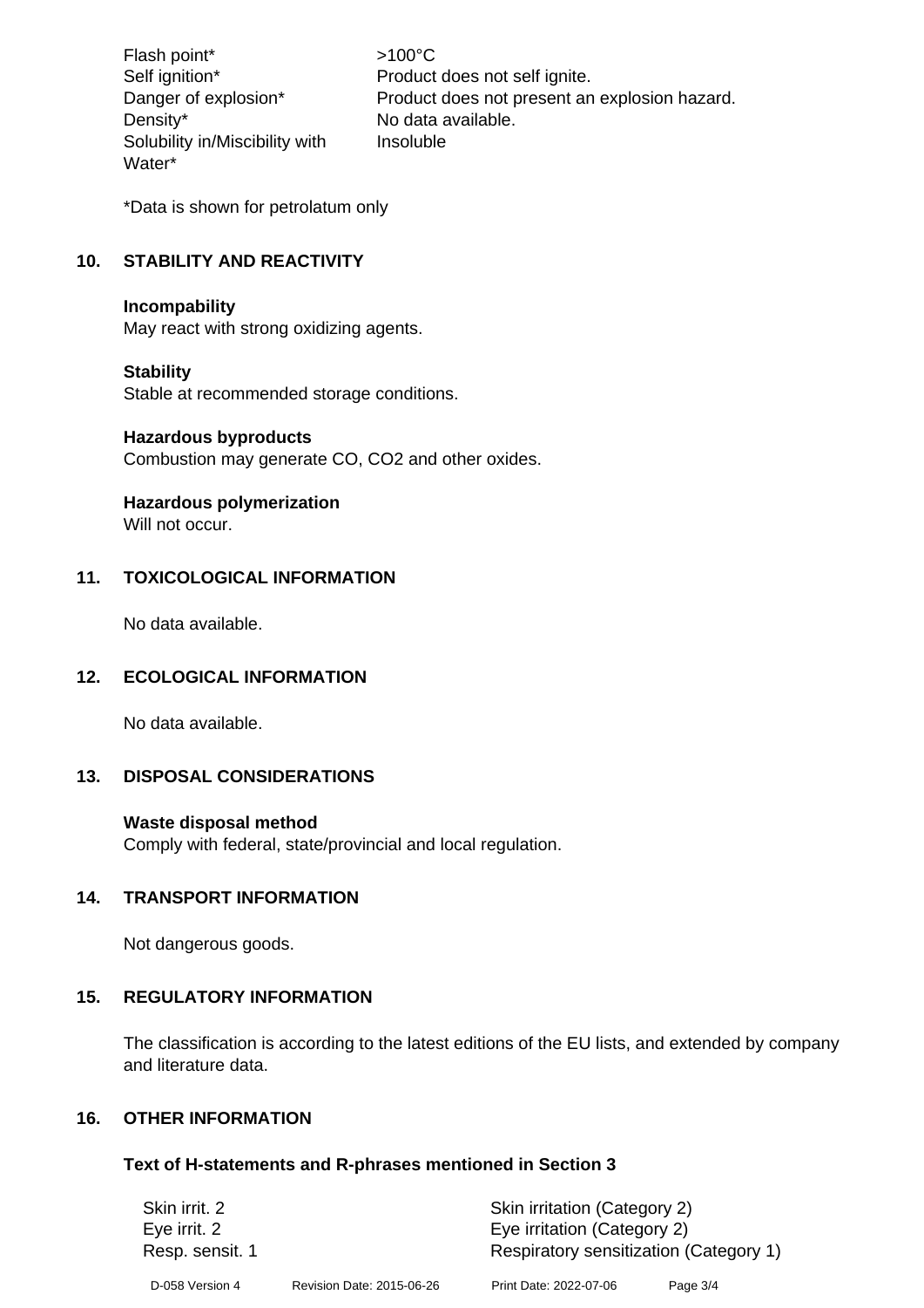| | |
|---|---|
| Flash point* | >100°C |
| Self ignition* | Product does not self ignite. |
| Danger of explosion* | Product does not present an explosion hazard. |
| Density* | No data available. |
| Solubility in/Miscibility with Water* | Insoluble |

*Data is shown for petrolatum only

## 10. STABILITY AND REACTIVITY

**Incompability**
May react with strong oxidizing agents.

**Stability**
Stable at recommended storage conditions.

**Hazardous byproducts**
Combustion may generate CO, $CO_2$ and other oxides.

**Hazardous polymerization**
Will not occur.

## 11. TOXICOLOGICAL INFORMATION

No data available.

## 12. ECOLOGICAL INFORMATION

No data available.

## 13. DISPOSAL CONSIDERATIONS

**Waste disposal method**
Comply with federal, state/provincial and local regulation.

## 14. TRANSPORT INFORMATION

Not dangerous goods.

## 15. REGULATORY INFORMATION

The classification is according to the latest editions of the EU lists, and extended by company and literature data.

## 16. OTHER INFORMATION

### Text of H-statements and R-phrases mentioned in Section 3

| | |
|---|---|
| Skin irrit. 2 | Skin irritation (Category 2) |
| Eye irrit. 2 | Eye irritation (Category 2) |
| Resp. sensit. 1 | Respiratory sensitization (Category 1) |

D-058 Version 4 Revision Date: 2015-06-26 Print Date: 2022-07-06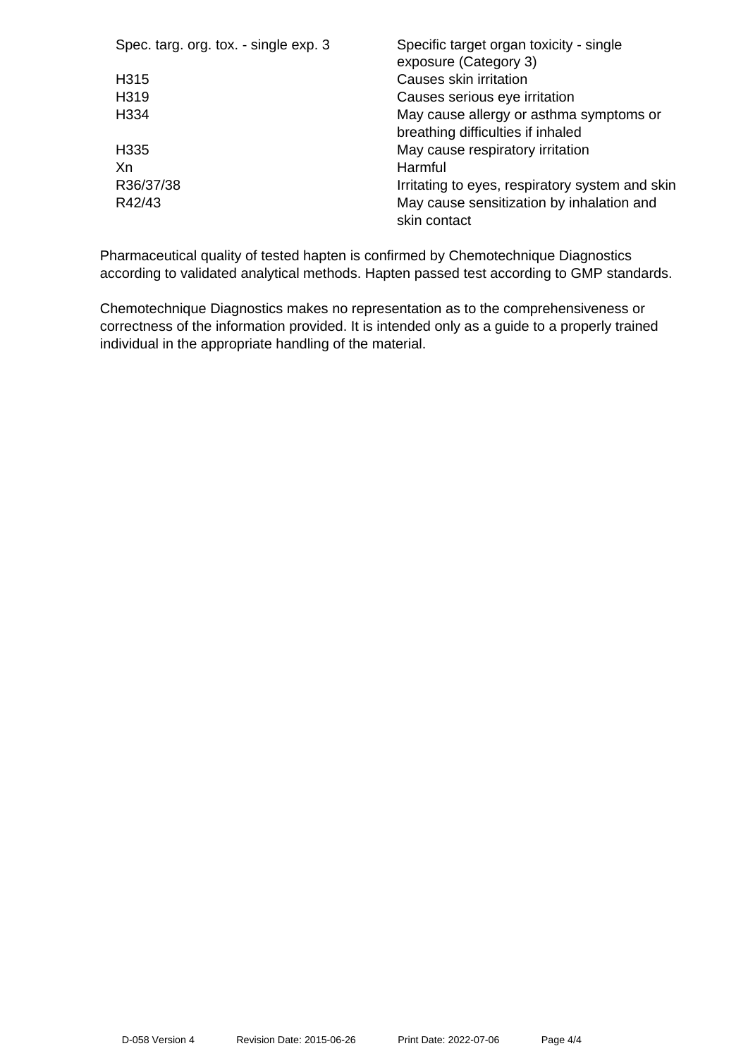| | |
|---|---|
| Spec. targ. org. tox. - single exp. 3 | Specific target organ toxicity - single exposure (Category 3) |
| H315 | Causes skin irritation |
| H319 | Causes serious eye irritation |
| H334 | May cause allergy or asthma symptoms or breathing difficulties if inhaled |
| H335 | May cause respiratory irritation |
| Xn | Harmful |
| R36/37/38 | Irritating to eyes, respiratory system and skin |
| R42/43 | May cause sensitization by inhalation and skin contact |

Pharmaceutical quality of tested hapten is confirmed by Chemotechnique Diagnostics according to validated analytical methods. Hapten passed test according to GMP standards.

Chemotechnique Diagnostics makes no representation as to the comprehensiveness or correctness of the information provided. It is intended only as a guide to a properly trained individual in the appropriate handling of the material.